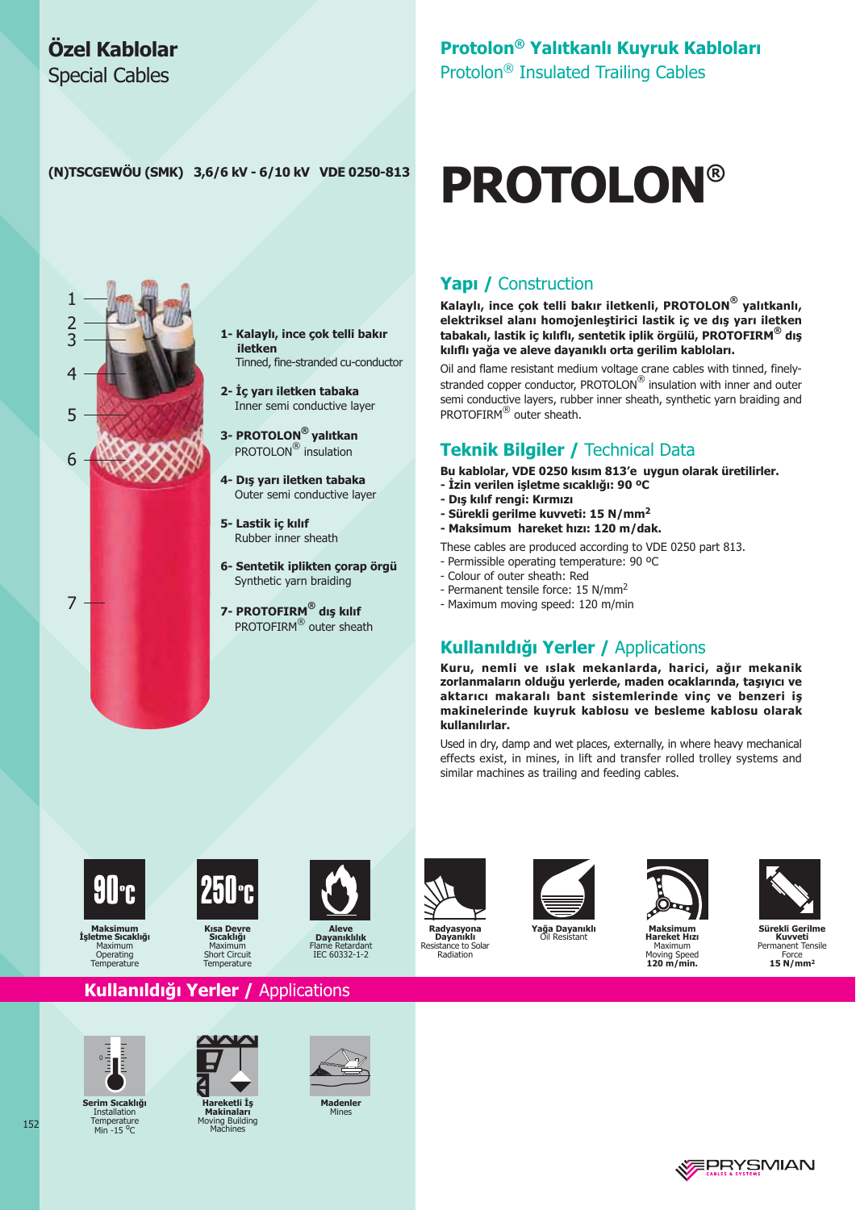# Özel Kablolar
Special Cables

## Protolon® Yalıtkanlı Kuyruk Kabloları
Protolon® Insulated Trailing Cables

**(N)TSCGEWÖU (SMK) 3,6/6 kV - 6/10 kV VDE 0250-813**

# PROTOLON®

1. **Kalaylı, ince çok telli bakır iletken**
   Tinned, fine-stranded cu-conductor
2. **İç yarı iletken tabaka**
   Inner semi conductive layer
3. **PROTOLON® yalıtkan**
   PROTOLON® insulation
4. **Dış yarı iletken tabaka**
   Outer semi conductive layer
5. **Lastik iç kılıf**
   Rubber inner sheath
6. **Sentetik iplikten çorap örgü**
   Synthetic yarn braiding
7. **PROTOFIRM® dış kılıf**
   PROTOFIRM® outer sheath

## Yapı / Construction

**Kalaylı, ince çok telli bakır iletkenli, PROTOLON® yalıtkanlı, elektriksel alanı homojenleştirici lastik iç ve dış yarı iletken tabakalı, lastik iç kılıflı, sentetik iplik örgülü, PROTOFIRM® dış kılıflı yağa ve aleve dayanıklı orta gerilim kabloları.**

Oil and flame resistant medium voltage crane cables with tinned, finely-stranded copper conductor, PROTOLON® insulation with inner and outer semi conductive layers, rubber inner sheath, synthetic yarn braiding and PROTOFIRM® outer sheath.

## Teknik Bilgiler / Technical Data

**Bu kablolar, VDE 0250 kısım 813'e uygun olarak üretilirler.**
- **İzin verilen işletme sıcaklığı: 90 ºC**
- **Dış kılıf rengi: Kırmızı**
- **Sürekli gerilme kuvveti: 15 N/mm²**
- **Maksimum hareket hızı: 120 m/dak.**

These cables are produced according to VDE 0250 part 813.
- Permissible operating temperature: 90 ºC
- Colour of outer sheath: Red
- Permanent tensile force: 15 N/mm²
- Maximum moving speed: 120 m/min

## Kullanıldığı Yerler / Applications

**Kuru, nemli ve ıslak mekanlarda, harici, ağır mekanik zorlanmaların olduğu yerlerde, maden ocaklarında, taşıyıcı ve aktarıcı makaralı bant sistemlerinde vinç ve benzeri iş makinelerinde kuyruk kablosu ve besleme kablosu olarak kullanılırlar.**

Used in dry, damp and wet places, externally, in where heavy mechanical effects exist, in mines, in lift and transfer rolled trolley systems and similar machines as trailing and feeding cables.

- 90 °C — **Maksimum İşletme Sıcaklığı** / Maximum Operating Temperature
- 250 °C — **Kısa Devre Sıcaklığı** / Maximum Short Circuit Temperature
- **Aleve Dayanıklılık** / Flame Retardant IEC 60332-1-2
- **Radyasyona Dayanıklı** / Resistance to Solar Radiation
- **Yağa Dayanıklı** / Oil Resistant
- **Maksimum Hareket Hızı** / Maximum Moving Speed **120 m/min.**
- **Sürekli Gerilme Kuvveti** / Permanent Tensile Force **15 N/mm²**

## Kullanıldığı Yerler / Applications

- **Serim Sıcaklığı** / Installation Temperature Min -15 °C
- **Hareketli İş Makinaları** / Moving Building Machines
- **Madenler** / Mines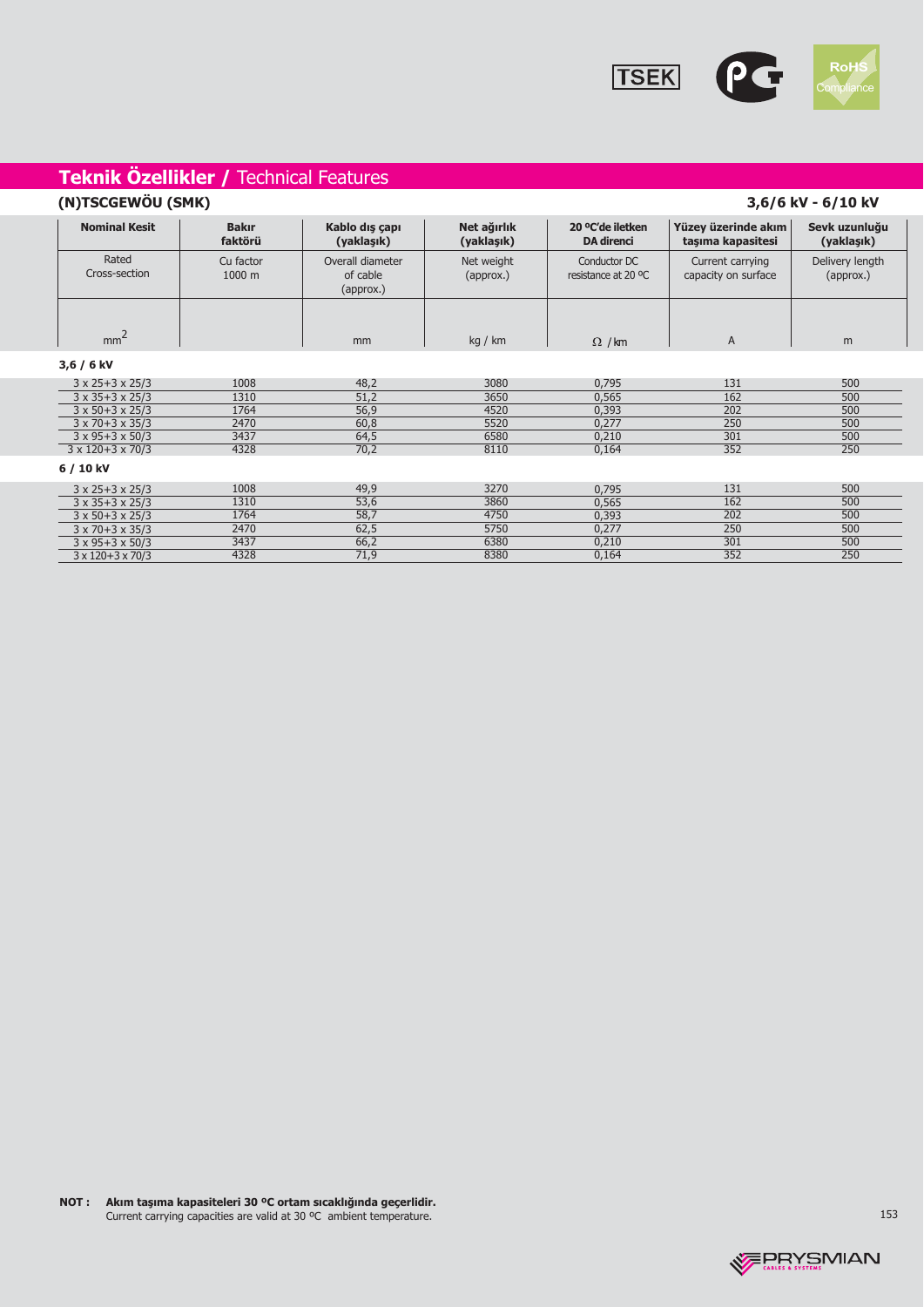## Teknik Özellikler / Technical Features

### (N)TSCGEWÖU (SMK)

**3,6/6 kV - 6/10 kV**

| **Nominal Kesit** | **Bakır faktörü** | **Kablo dış çapı (yaklaşık)** | **Net ağırlık (yaklaşık)** | **20 ºC'de iletken DA direnci** | **Yüzey üzerinde akım taşıma kapasitesi** | **Sevk uzunluğu (yaklaşık)** |
|---|---|---|---|---|---|---|
| Rated Cross-section | Cu factor 1000 m | Overall diameter of cable (approx.) | Net weight (approx.) | Conductor DC resistance at 20 ºC | Current carrying capacity on surface | Delivery length (approx.) |
| $mm^2$ | | mm | kg / km | Ω / km | A | m |
| **3,6 / 6 kV** | | | | | | |
| 3 x 25+3 x 25/3 | 1008 | 48,2 | 3080 | 0,795 | 131 | 500 |
| 3 x 35+3 x 25/3 | 1310 | 51,2 | 3650 | 0,565 | 162 | 500 |
| 3 x 50+3 x 25/3 | 1764 | 56,9 | 4520 | 0,393 | 202 | 500 |
| 3 x 70+3 x 35/3 | 2470 | 60,8 | 5520 | 0,277 | 250 | 500 |
| 3 x 95+3 x 50/3 | 3437 | 64,5 | 6580 | 0,210 | 301 | 500 |
| 3 x 120+3 x 70/3 | 4328 | 70,2 | 8110 | 0,164 | 352 | 250 |
| **6 / 10 kV** | | | | | | |
| 3 x 25+3 x 25/3 | 1008 | 49,9 | 3270 | 0,795 | 131 | 500 |
| 3 x 35+3 x 25/3 | 1310 | 53,6 | 3860 | 0,565 | 162 | 500 |
| 3 x 50+3 x 25/3 | 1764 | 58,7 | 4750 | 0,393 | 202 | 500 |
| 3 x 70+3 x 35/3 | 2470 | 62,5 | 5750 | 0,277 | 250 | 500 |
| 3 x 95+3 x 50/3 | 3437 | 66,2 | 6380 | 0,210 | 301 | 500 |
| 3 x 120+3 x 70/3 | 4328 | 71,9 | 8380 | 0,164 | 352 | 250 |

**NOT : Akım taşıma kapasiteleri 30 ºC ortam sıcaklığında geçerlidir.**
Current carrying capacities are valid at 30 ºC ambient temperature.